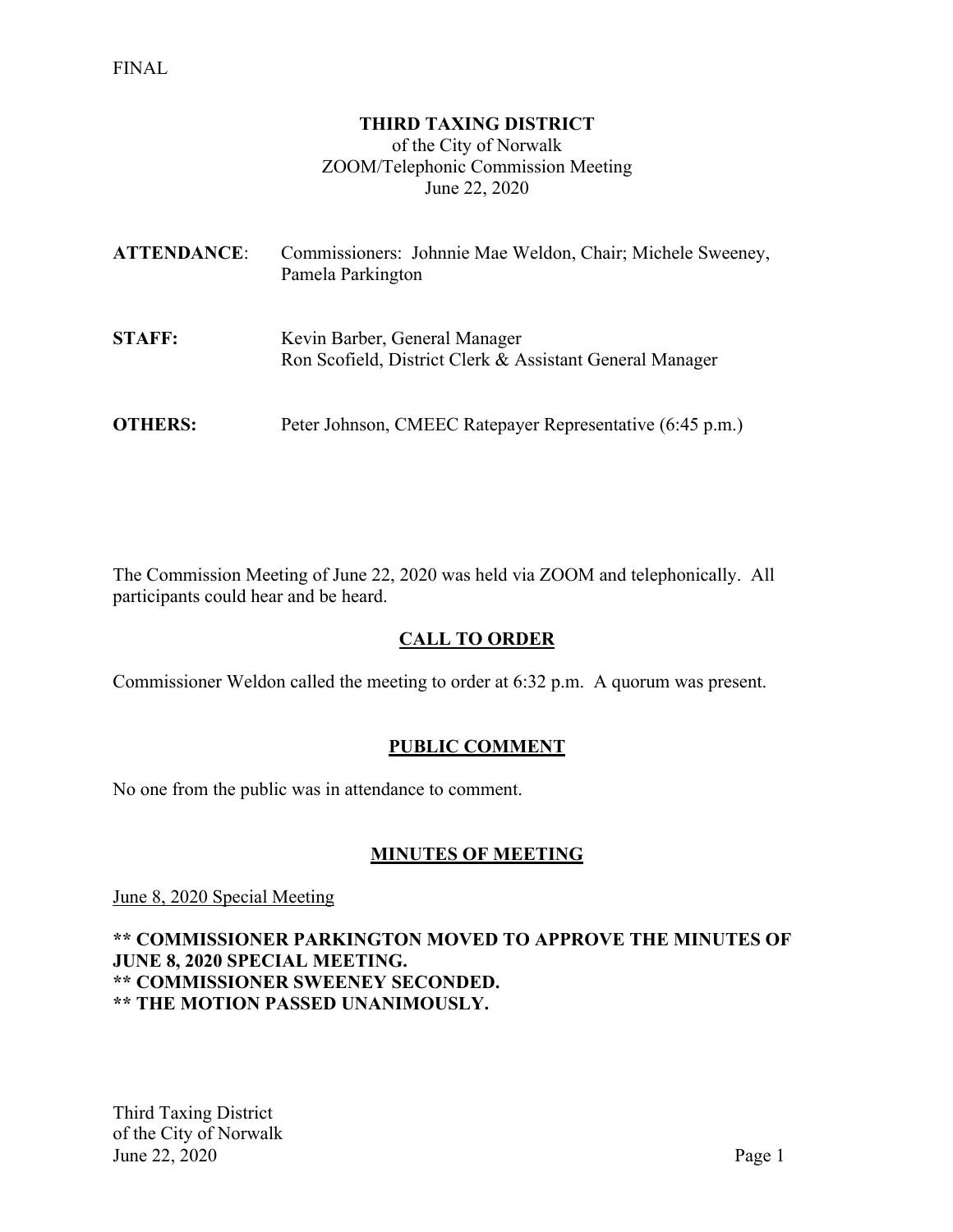FINAL

# THIRD TAXING DISTRICT

of the City of Norwalk
ZOOM/Telephonic Commission Meeting
June 22, 2020

**ATTENDANCE**: Commissioners: Johnnie Mae Weldon, Chair; Michele Sweeney, Pamela Parkington

**STAFF:** Kevin Barber, General Manager
Ron Scofield, District Clerk & Assistant General Manager

**OTHERS:** Peter Johnson, CMEEC Ratepayer Representative (6:45 p.m.)

The Commission Meeting of June 22, 2020 was held via ZOOM and telephonically. All participants could hear and be heard.

## CALL TO ORDER

Commissioner Weldon called the meeting to order at 6:32 p.m. A quorum was present.

## PUBLIC COMMENT

No one from the public was in attendance to comment.

## MINUTES OF MEETING

June 8, 2020 Special Meeting

**\*\* COMMISSIONER PARKINGTON MOVED TO APPROVE THE MINUTES OF JUNE 8, 2020 SPECIAL MEETING.**
**\*\* COMMISSIONER SWEENEY SECONDED.**
**\*\* THE MOTION PASSED UNANIMOUSLY.**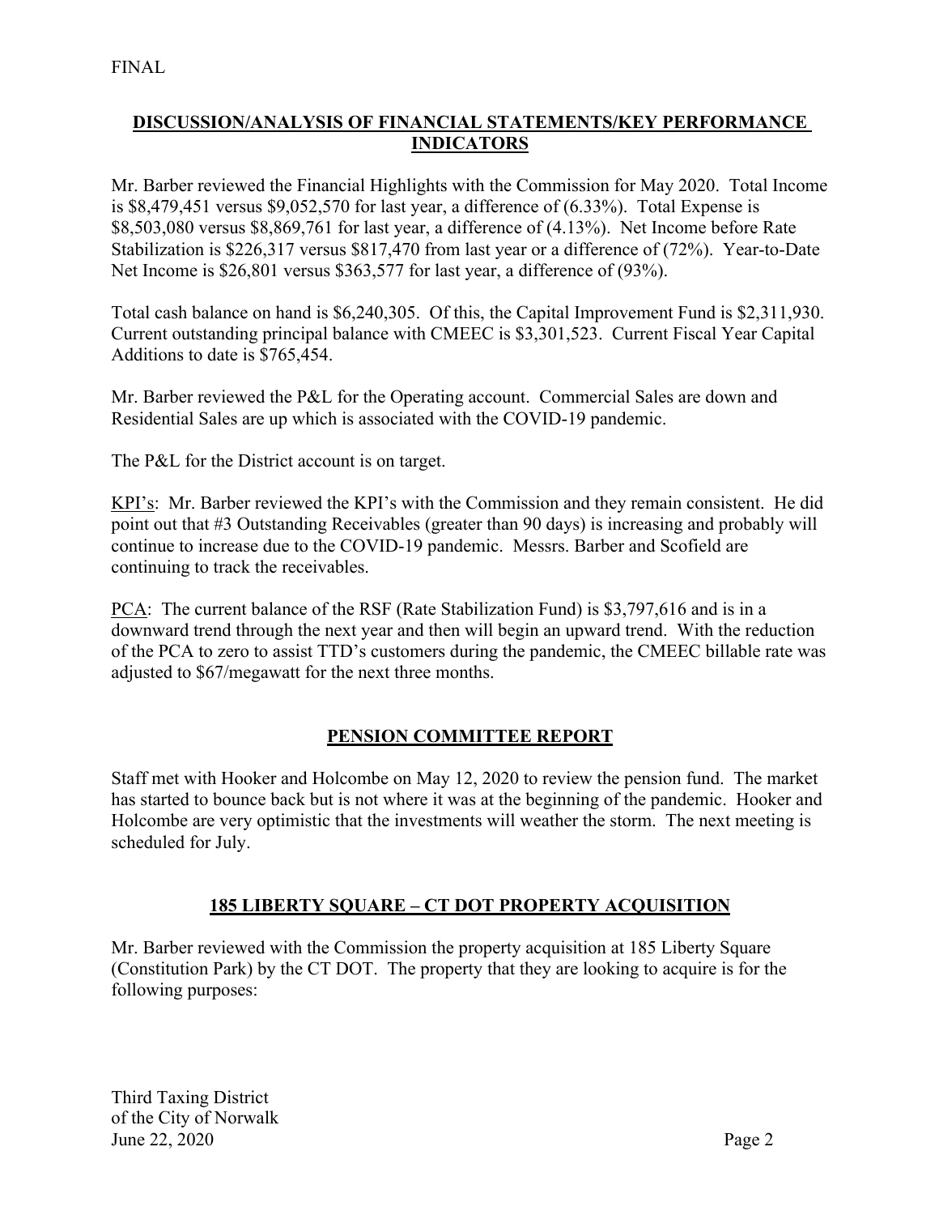FINAL

## DISCUSSION/ANALYSIS OF FINANCIAL STATEMENTS/KEY PERFORMANCE INDICATORS

Mr. Barber reviewed the Financial Highlights with the Commission for May 2020. Total Income is $8,479,451 versus $9,052,570 for last year, a difference of (6.33%). Total Expense is $8,503,080 versus $8,869,761 for last year, a difference of (4.13%). Net Income before Rate Stabilization is $226,317 versus $817,470 from last year or a difference of (72%). Year-to-Date Net Income is $26,801 versus $363,577 for last year, a difference of (93%).

Total cash balance on hand is $6,240,305. Of this, the Capital Improvement Fund is $2,311,930. Current outstanding principal balance with CMEEC is $3,301,523. Current Fiscal Year Capital Additions to date is $765,454.

Mr. Barber reviewed the P&L for the Operating account. Commercial Sales are down and Residential Sales are up which is associated with the COVID-19 pandemic.

The P&L for the District account is on target.

<u>KPI's</u>: Mr. Barber reviewed the KPI's with the Commission and they remain consistent. He did point out that #3 Outstanding Receivables (greater than 90 days) is increasing and probably will continue to increase due to the COVID-19 pandemic. Messrs. Barber and Scofield are continuing to track the receivables.

<u>PCA</u>: The current balance of the RSF (Rate Stabilization Fund) is $3,797,616 and is in a downward trend through the next year and then will begin an upward trend. With the reduction of the PCA to zero to assist TTD's customers during the pandemic, the CMEEC billable rate was adjusted to $67/megawatt for the next three months.

## PENSION COMMITTEE REPORT

Staff met with Hooker and Holcombe on May 12, 2020 to review the pension fund. The market has started to bounce back but is not where it was at the beginning of the pandemic. Hooker and Holcombe are very optimistic that the investments will weather the storm. The next meeting is scheduled for July.

## 185 LIBERTY SQUARE – CT DOT PROPERTY ACQUISITION

Mr. Barber reviewed with the Commission the property acquisition at 185 Liberty Square (Constitution Park) by the CT DOT. The property that they are looking to acquire is for the following purposes: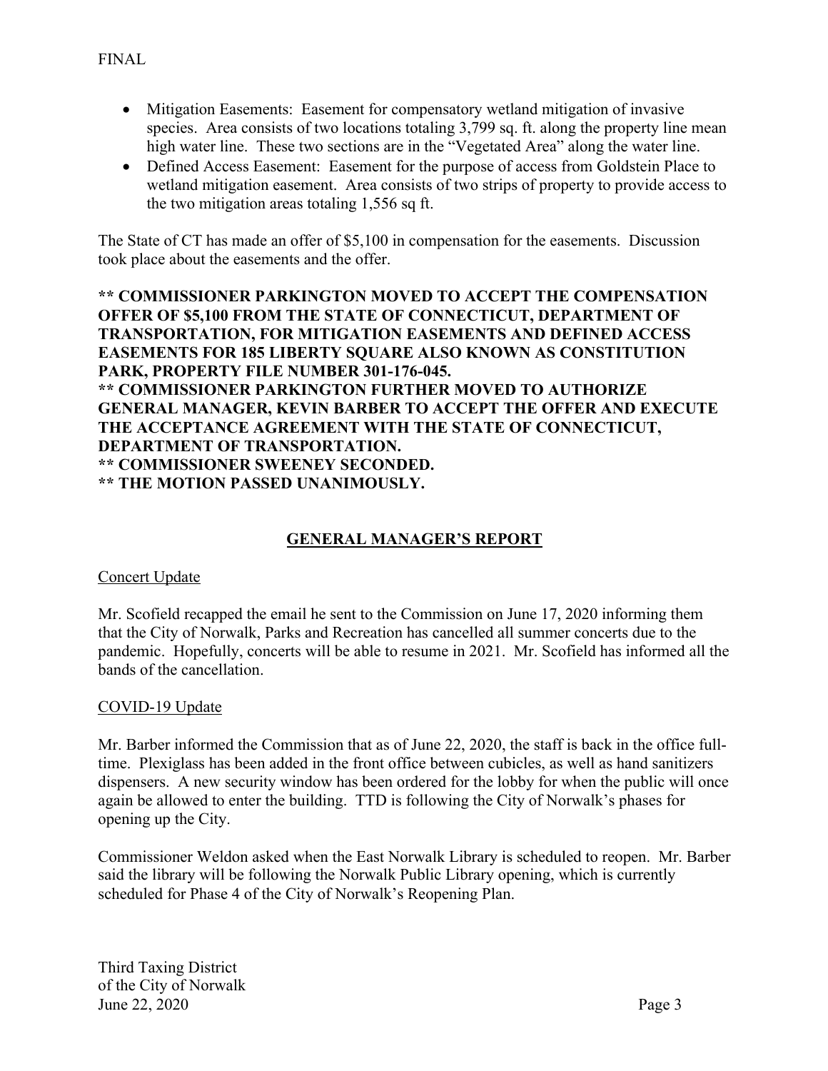FINAL

- Mitigation Easements: Easement for compensatory wetland mitigation of invasive species. Area consists of two locations totaling 3,799 sq. ft. along the property line mean high water line. These two sections are in the "Vegetated Area" along the water line.
- Defined Access Easement: Easement for the purpose of access from Goldstein Place to wetland mitigation easement. Area consists of two strips of property to provide access to the two mitigation areas totaling 1,556 sq ft.

The State of CT has made an offer of $5,100 in compensation for the easements. Discussion took place about the easements and the offer.

**\*\* COMMISSIONER PARKINGTON MOVED TO ACCEPT THE COMPENSATION OFFER OF $5,100 FROM THE STATE OF CONNECTICUT, DEPARTMENT OF TRANSPORTATION, FOR MITIGATION EASEMENTS AND DEFINED ACCESS EASEMENTS FOR 185 LIBERTY SQUARE ALSO KNOWN AS CONSTITUTION PARK, PROPERTY FILE NUMBER 301-176-045.**
**\*\* COMMISSIONER PARKINGTON FURTHER MOVED TO AUTHORIZE GENERAL MANAGER, KEVIN BARBER TO ACCEPT THE OFFER AND EXECUTE THE ACCEPTANCE AGREEMENT WITH THE STATE OF CONNECTICUT, DEPARTMENT OF TRANSPORTATION.**
**\*\* COMMISSIONER SWEENEY SECONDED.**
**\*\* THE MOTION PASSED UNANIMOUSLY.**

## GENERAL MANAGER'S REPORT

Concert Update

Mr. Scofield recapped the email he sent to the Commission on June 17, 2020 informing them that the City of Norwalk, Parks and Recreation has cancelled all summer concerts due to the pandemic. Hopefully, concerts will be able to resume in 2021. Mr. Scofield has informed all the bands of the cancellation.

COVID-19 Update

Mr. Barber informed the Commission that as of June 22, 2020, the staff is back in the office full-time. Plexiglass has been added in the front office between cubicles, as well as hand sanitizers dispensers. A new security window has been ordered for the lobby for when the public will once again be allowed to enter the building. TTD is following the City of Norwalk's phases for opening up the City.

Commissioner Weldon asked when the East Norwalk Library is scheduled to reopen. Mr. Barber said the library will be following the Norwalk Public Library opening, which is currently scheduled for Phase 4 of the City of Norwalk's Reopening Plan.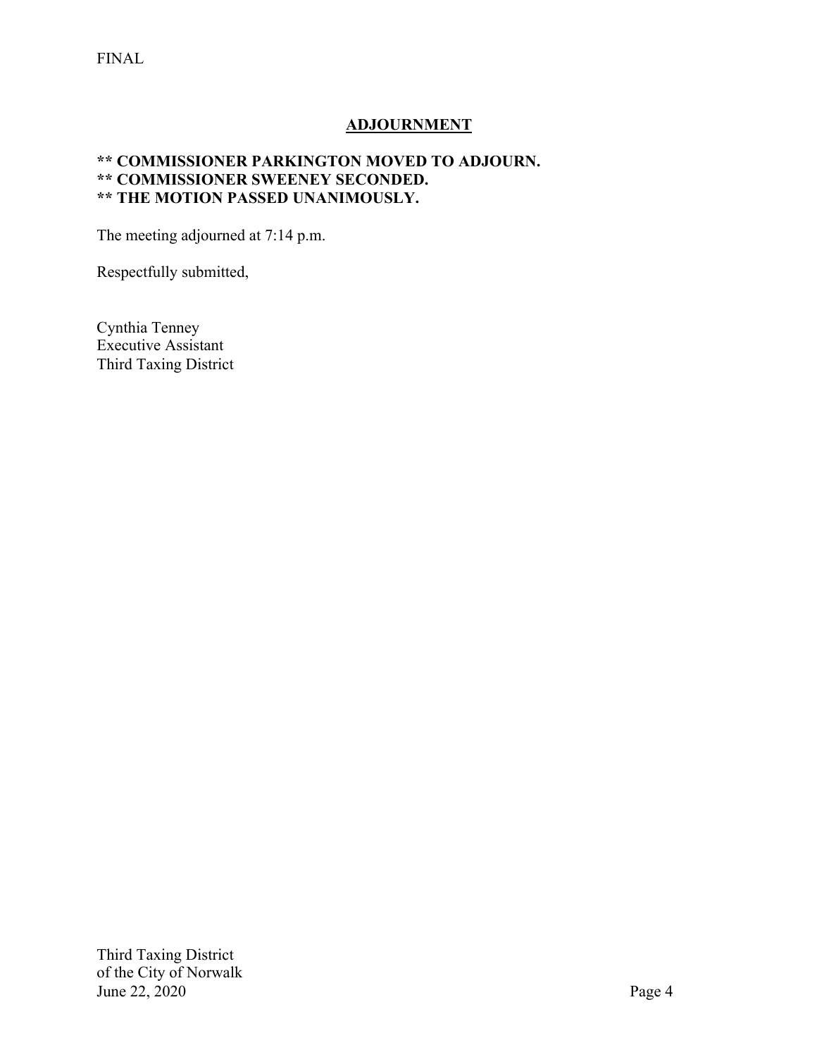## ADJOURNMENT

**\*\* COMMISSIONER PARKINGTON MOVED TO ADJOURN.**
**\*\* COMMISSIONER SWEENEY SECONDED.**
**\*\* THE MOTION PASSED UNANIMOUSLY.**

The meeting adjourned at 7:14 p.m.

Respectfully submitted,

Cynthia Tenney
Executive Assistant
Third Taxing District